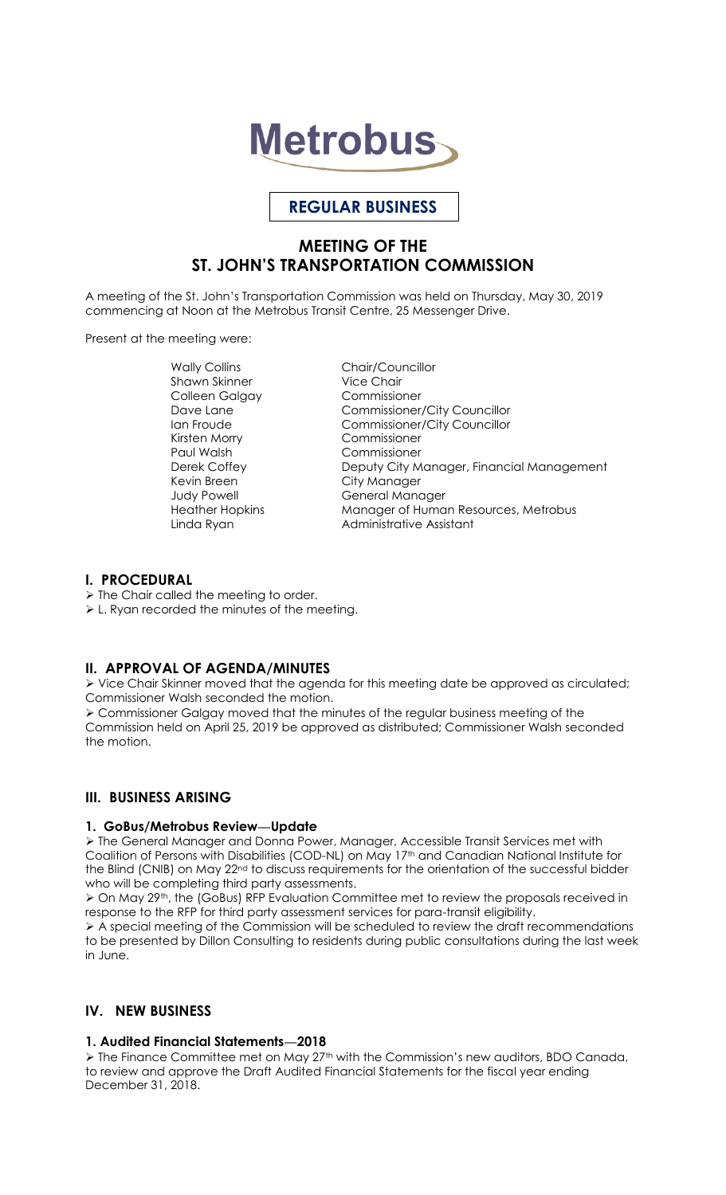# Metrobus

**REGULAR BUSINESS**

## MEETING OF THE ST. JOHN'S TRANSPORTATION COMMISSION

A meeting of the St. John's Transportation Commission was held on Thursday, May 30, 2019 commencing at Noon at the Metrobus Transit Centre, 25 Messenger Drive.

Present at the meeting were:

| | |
|---|---|
| Wally Collins | Chair/Councillor |
| Shawn Skinner | Vice Chair |
| Colleen Galgay | Commissioner |
| Dave Lane | Commissioner/City Councillor |
| Ian Froude | Commissioner/City Councillor |
| Kirsten Morry | Commissioner |
| Paul Walsh | Commissioner |
| Derek Coffey | Deputy City Manager, Financial Management |
| Kevin Breen | City Manager |
| Judy Powell | General Manager |
| Heather Hopkins | Manager of Human Resources, Metrobus |
| Linda Ryan | Administrative Assistant |

### I. PROCEDURAL

- The Chair called the meeting to order.
- L. Ryan recorded the minutes of the meeting.

### II. APPROVAL OF AGENDA/MINUTES

- Vice Chair Skinner moved that the agenda for this meeting date be approved as circulated; Commissioner Walsh seconded the motion.
- Commissioner Galgay moved that the minutes of the regular business meeting of the Commission held on April 25, 2019 be approved as distributed; Commissioner Walsh seconded the motion.

### III. BUSINESS ARISING

#### 1. GoBus/Metrobus Review—Update

- The General Manager and Donna Power, Manager, Accessible Transit Services met with Coalition of Persons with Disabilities (COD-NL) on May 17th and Canadian National Institute for the Blind (CNIB) on May 22nd to discuss requirements for the orientation of the successful bidder who will be completing third party assessments.
- On May 29th, the (GoBus) RFP Evaluation Committee met to review the proposals received in response to the RFP for third party assessment services for para-transit eligibility.
- A special meeting of the Commission will be scheduled to review the draft recommendations to be presented by Dillon Consulting to residents during public consultations during the last week in June.

### IV. NEW BUSINESS

#### 1. Audited Financial Statements—2018

- The Finance Committee met on May 27th with the Commission's new auditors, BDO Canada, to review and approve the Draft Audited Financial Statements for the fiscal year ending December 31, 2018.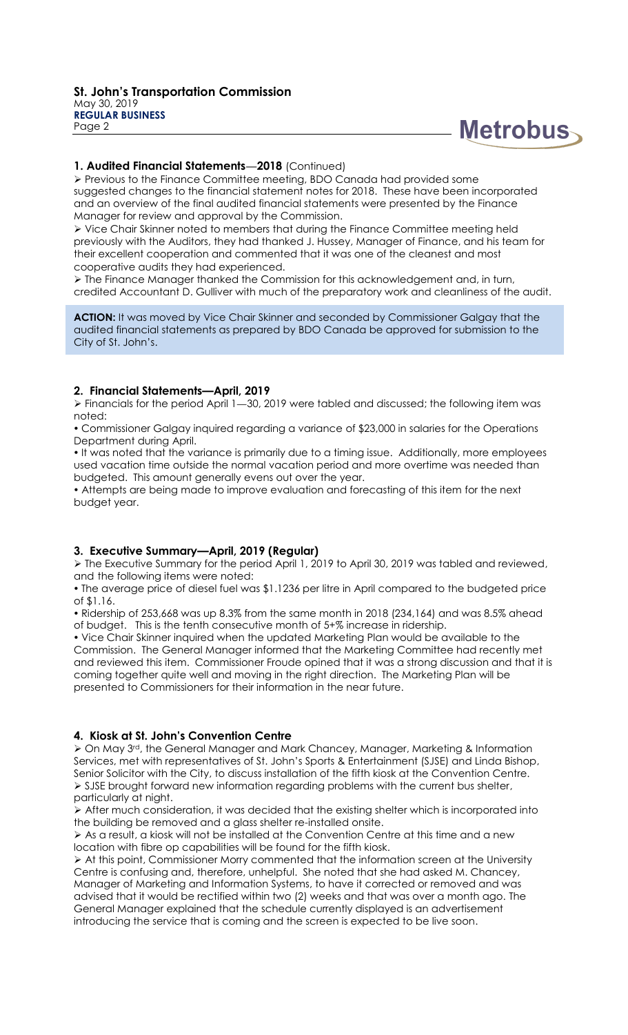## 1. Audited Financial Statements—2018 (Continued)

➢ Previous to the Finance Committee meeting, BDO Canada had provided some suggested changes to the financial statement notes for 2018. These have been incorporated and an overview of the final audited financial statements were presented by the Finance Manager for review and approval by the Commission.

➢ Vice Chair Skinner noted to members that during the Finance Committee meeting held previously with the Auditors, they had thanked J. Hussey, Manager of Finance, and his team for their excellent cooperation and commented that it was one of the cleanest and most cooperative audits they had experienced.

➢ The Finance Manager thanked the Commission for this acknowledgement and, in turn, credited Accountant D. Gulliver with much of the preparatory work and cleanliness of the audit.

**ACTION:** It was moved by Vice Chair Skinner and seconded by Commissioner Galgay that the audited financial statements as prepared by BDO Canada be approved for submission to the City of St. John's.

## 2. Financial Statements—April, 2019

➢ Financials for the period April 1—30, 2019 were tabled and discussed; the following item was noted:

- Commissioner Galgay inquired regarding a variance of $23,000 in salaries for the Operations Department during April.
- It was noted that the variance is primarily due to a timing issue. Additionally, more employees used vacation time outside the normal vacation period and more overtime was needed than budgeted. This amount generally evens out over the year.
- Attempts are being made to improve evaluation and forecasting of this item for the next budget year.

## 3. Executive Summary—April, 2019 (Regular)

➢ The Executive Summary for the period April 1, 2019 to April 30, 2019 was tabled and reviewed, and the following items were noted:

- The average price of diesel fuel was $1.1236 per litre in April compared to the budgeted price of $1.16.
- Ridership of 253,668 was up 8.3% from the same month in 2018 (234,164) and was 8.5% ahead of budget. This is the tenth consecutive month of 5+% increase in ridership.
- Vice Chair Skinner inquired when the updated Marketing Plan would be available to the Commission. The General Manager informed that the Marketing Committee had recently met and reviewed this item. Commissioner Froude opined that it was a strong discussion and that it is coming together quite well and moving in the right direction. The Marketing Plan will be presented to Commissioners for their information in the near future.

## 4. Kiosk at St. John's Convention Centre

➢ On May 3rd, the General Manager and Mark Chancey, Manager, Marketing & Information Services, met with representatives of St. John's Sports & Entertainment (SJSE) and Linda Bishop, Senior Solicitor with the City, to discuss installation of the fifth kiosk at the Convention Centre.

➢ SJSE brought forward new information regarding problems with the current bus shelter, particularly at night.

➢ After much consideration, it was decided that the existing shelter which is incorporated into the building be removed and a glass shelter re-installed onsite.

➢ As a result, a kiosk will not be installed at the Convention Centre at this time and a new location with fibre op capabilities will be found for the fifth kiosk.

➢ At this point, Commissioner Morry commented that the information screen at the University Centre is confusing and, therefore, unhelpful. She noted that she had asked M. Chancey, Manager of Marketing and Information Systems, to have it corrected or removed and was advised that it would be rectified within two (2) weeks and that was over a month ago. The General Manager explained that the schedule currently displayed is an advertisement introducing the service that is coming and the screen is expected to be live soon.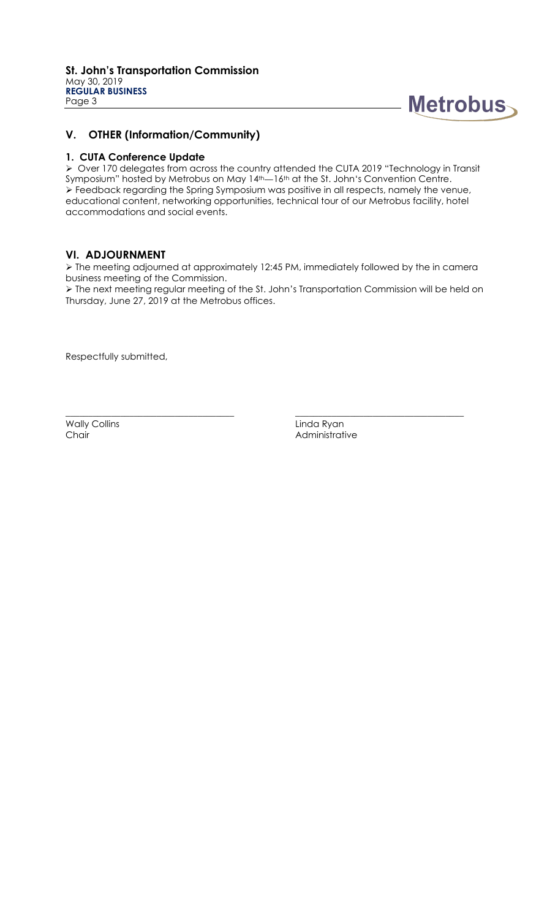## V. OTHER (Information/Community)

### 1. CUTA Conference Update

- Over 170 delegates from across the country attended the CUTA 2019 "Technology in Transit Symposium" hosted by Metrobus on May 14th—16th at the St. John's Convention Centre.
- Feedback regarding the Spring Symposium was positive in all respects, namely the venue, educational content, networking opportunities, technical tour of our Metrobus facility, hotel accommodations and social events.

## VI. ADJOURNMENT

- The meeting adjourned at approximately 12:45 PM, immediately followed by the in camera business meeting of the Commission.
- The next meeting regular meeting of the St. John's Transportation Commission will be held on Thursday, June 27, 2019 at the Metrobus offices.

Respectfully submitted,

| | |
|---|---|
| \_\_\_\_\_\_\_\_\_\_\_\_\_\_\_\_\_\_\_\_\_\_\_\_\_\_\_\_\_\_ | \_\_\_\_\_\_\_\_\_\_\_\_\_\_\_\_\_\_\_\_\_\_\_\_\_\_\_\_\_\_ |
| Wally Collins | Linda Ryan |
| Chair | Administrative |